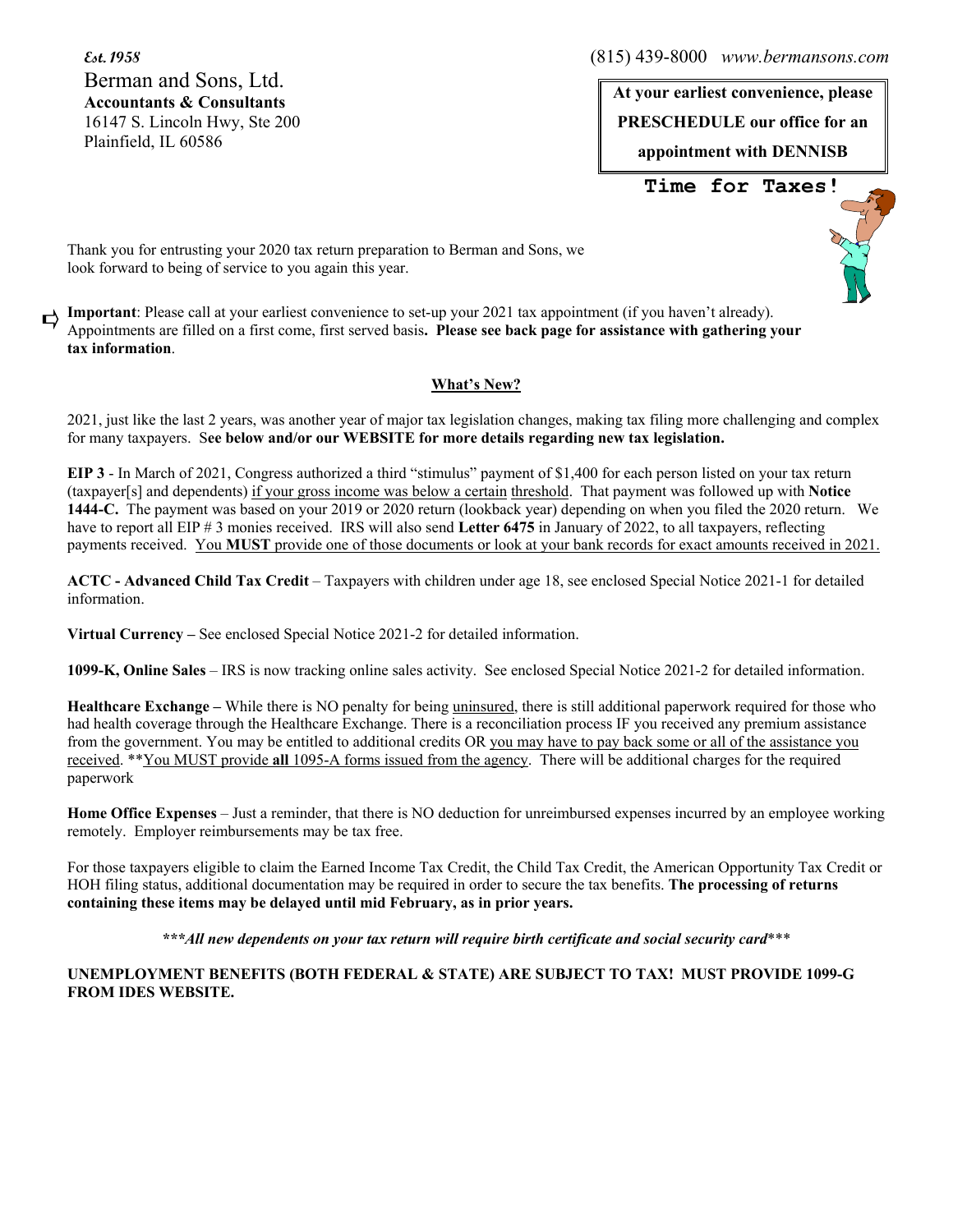*Est. 1958*

Berman and Sons, Ltd.
**Accountants & Consultants**
16147 S. Lincoln Hwy, Ste 200
Plainfield, IL 60586

(815) 439-8000 *www.bermansons.com*

**At your earliest convenience, please PRESCHEDULE our office for an appointment with DENNISB**

**Time for Taxes!**

Thank you for entrusting your 2020 tax return preparation to Berman and Sons, we look forward to being of service to you again this year.

➪ **Important**: Please call at your earliest convenience to set-up your 2021 tax appointment (if you haven't already). Appointments are filled on a first come, first served basis**. Please see back page for assistance with gathering your tax information**.

## What's New?

2021, just like the last 2 years, was another year of major tax legislation changes, making tax filing more challenging and complex for many taxpayers. S**ee below and/or our WEBSITE for more details regarding new tax legislation.**

**EIP 3** - In March of 2021, Congress authorized a third "stimulus" payment of $1,400 for each person listed on your tax return (taxpayer[s] and dependents) if your gross income was below a certain threshold. That payment was followed up with **Notice 1444-C.** The payment was based on your 2019 or 2020 return (lookback year) depending on when you filed the 2020 return. We have to report all EIP # 3 monies received. IRS will also send **Letter 6475** in January of 2022, to all taxpayers, reflecting payments received. You **MUST** provide one of those documents or look at your bank records for exact amounts received in 2021.

**ACTC - Advanced Child Tax Credit** – Taxpayers with children under age 18, see enclosed Special Notice 2021-1 for detailed information.

**Virtual Currency –** See enclosed Special Notice 2021-2 for detailed information.

**1099-K, Online Sales** – IRS is now tracking online sales activity. See enclosed Special Notice 2021-2 for detailed information.

**Healthcare Exchange –** While there is NO penalty for being uninsured, there is still additional paperwork required for those who had health coverage through the Healthcare Exchange. There is a reconciliation process IF you received any premium assistance from the government. You may be entitled to additional credits OR you may have to pay back some or all of the assistance you received. **You MUST provide **all** 1095-A forms issued from the agency. There will be additional charges for the required paperwork

**Home Office Expenses** – Just a reminder, that there is NO deduction for unreimbursed expenses incurred by an employee working remotely. Employer reimbursements may be tax free.

For those taxpayers eligible to claim the Earned Income Tax Credit, the Child Tax Credit, the American Opportunity Tax Credit or HOH filing status, additional documentation may be required in order to secure the tax benefits. **The processing of returns containing these items may be delayed until mid February, as in prior years.**

***\*\*\*All new dependents on your tax return will require birth certificate and social security card\*\*\****

**UNEMPLOYMENT BENEFITS (BOTH FEDERAL & STATE) ARE SUBJECT TO TAX! MUST PROVIDE 1099-G FROM IDES WEBSITE.**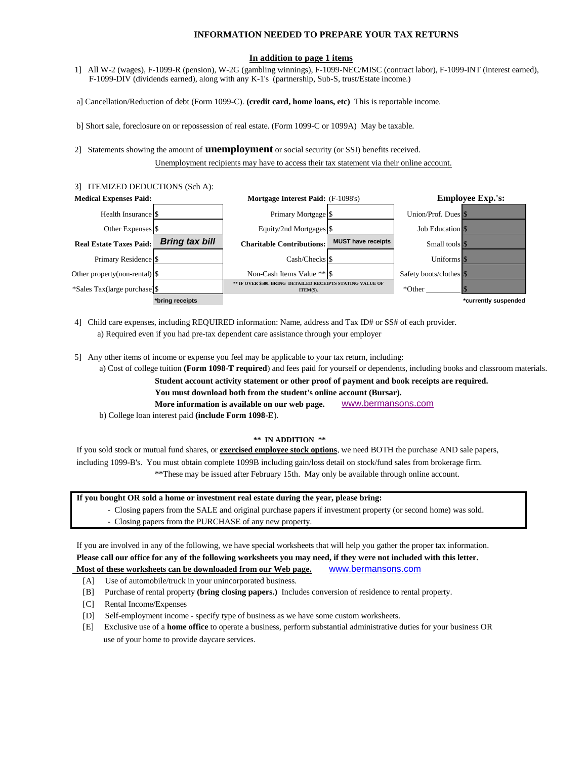## INFORMATION NEEDED TO PREPARE YOUR TAX RETURNS

**In addition to page 1 items**

1] All W-2 (wages), F-1099-R (pension), W-2G (gambling winnings), F-1099-NEC/MISC (contract labor), F-1099-INT (interest earned), F-1099-DIV (dividends earned), along with any K-1's (partnership, Sub-S, trust/Estate income.)

a] Cancellation/Reduction of debt (Form 1099-C). **(credit card, home loans, etc)** This is reportable income.

b] Short sale, foreclosure on or repossession of real estate. (Form 1099-C or 1099A) May be taxable.

2] Statements showing the amount of **unemployment** or social security (or SSI) benefits received.

Unemployment recipients may have to access their tax statement via their online account.

3] ITEMIZED DEDUCTIONS (Sch A):

| | | | | | |
|---|---|---|---|---|---|
| **Medical Expenses Paid:** | | **Mortgage Interest Paid:** (F-1098's) | | **Employee Exp.'s:** | |
| Health Insurance | $ | Primary Mortgage | $ | Union/Prof. Dues | $ |
| Other Expenses | $ | Equity/2nd Mortgages | $ | Job Education | $ |
| **Real Estate Taxes Paid:** | ***Bring tax bill*** | **Charitable Contributions:** | **MUST have receipts** | Small tools | $ |
| Primary Residence | $ | Cash/Checks | $ | Uniforms | $ |
| Other property(non-rental) | $ | Non-Cash Items Value ** | $ | Safety boots/clothes | $ |
| *Sales Tax(large purchase | $ | ** IF OVER $500. BRING DETAILED RECEIPTS STATING VALUE OF ITEM(S). | | *Other _________ | $ |
| | **\*bring receipts** | | | | **\*currently suspended** |

4] Child care expenses, including REQUIRED information: Name, address and Tax ID# or SS# of each provider.
   a) Required even if you had pre-tax dependent care assistance through your employer

5] Any other items of income or expense you feel may be applicable to your tax return, including:
   a) Cost of college tuition **(Form 1098-T required)** and fees paid for yourself or dependents, including books and classroom materials.
   **Student account activity statement or other proof of payment and book receipts are required.**
   **You must download both from the student's online account (Bursar).**
   **More information is available on our web page.** www.bermansons.com
   b) College loan interest paid **(include Form 1098-E)**.

**\*\* IN ADDITION \*\***

If you sold stock or mutual fund shares, or **exercised employee stock options**, we need BOTH the purchase AND sale papers, including 1099-B's. You must obtain complete 1099B including gain/loss detail on stock/fund sales from brokerage firm.
**These may be issued after February 15th. May only be available through online account.

**If you bought OR sold a home or investment real estate during the year, please bring:**
- Closing papers from the SALE and original purchase papers if investment property (or second home) was sold.
- Closing papers from the PURCHASE of any new property.

If you are involved in any of the following, we have special worksheets that will help you gather the proper tax information.
**Please call our office for any of the following worksheets you may need, if they were not included with this letter.**
**Most of these worksheets can be downloaded from our Web page.** www.bermansons.com

[A] Use of automobile/truck in your unincorporated business.
[B] Purchase of rental property **(bring closing papers.)** Includes conversion of residence to rental property.
[C] Rental Income/Expenses
[D] Self-employment income - specify type of business as we have some custom worksheets.
[E] Exclusive use of a **home office** to operate a business, perform substantial administrative duties for your business OR use of your home to provide daycare services.